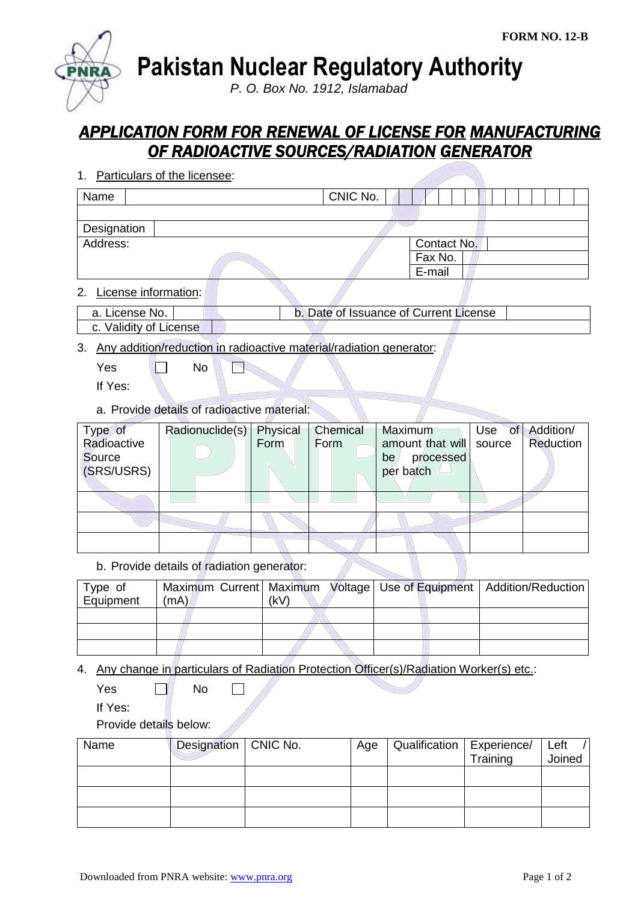**FORM NO. 12-B**

# Pakistan Nuclear Regulatory Authority

*P. O. Box No. 1912, Islamabad*

## *APPLICATION FORM FOR RENEWAL OF LICENSE FOR MANUFACTURING OF RADIOACTIVE SOURCES/RADIATION GENERATOR*

1. Particulars of the licensee:

| Name | | CNIC No. | |
|---|---|---|---|
| | | | |
| Designation | | | |
| Address: | | Contact No. | |
| | | Fax No. | |
| | | E-mail | |

2. License information:

| a. License No. | | b. Date of Issuance of Current License | |
|---|---|---|---|
| c. Validity of License | | | |

3. Any addition/reduction in radioactive material/radiation generator:

   Yes ☐ No ☐

   If Yes:

   a. Provide details of radioactive material:

| Type of Radioactive Source (SRS/USRS) | Radionuclide(s) | Physical Form | Chemical Form | Maximum amount that will be processed per batch | Use of source | Addition/ Reduction |
|---|---|---|---|---|---|---|
| | | | | | | |
| | | | | | | |
| | | | | | | |

   b. Provide details of radiation generator:

| Type of Equipment | Maximum Current (mA) | Maximum Voltage (kV) | Use of Equipment | Addition/Reduction |
|---|---|---|---|---|
| | | | | |
| | | | | |
| | | | | |

4. Any change in particulars of Radiation Protection Officer(s)/Radiation Worker(s) etc.:

   Yes ☐ No ☐

   If Yes:

   Provide details below:

| Name | Designation | CNIC No. | Age | Qualification | Experience/ Training | Left / Joined |
|---|---|---|---|---|---|---|
| | | | | | | |
| | | | | | | |
| | | | | | | |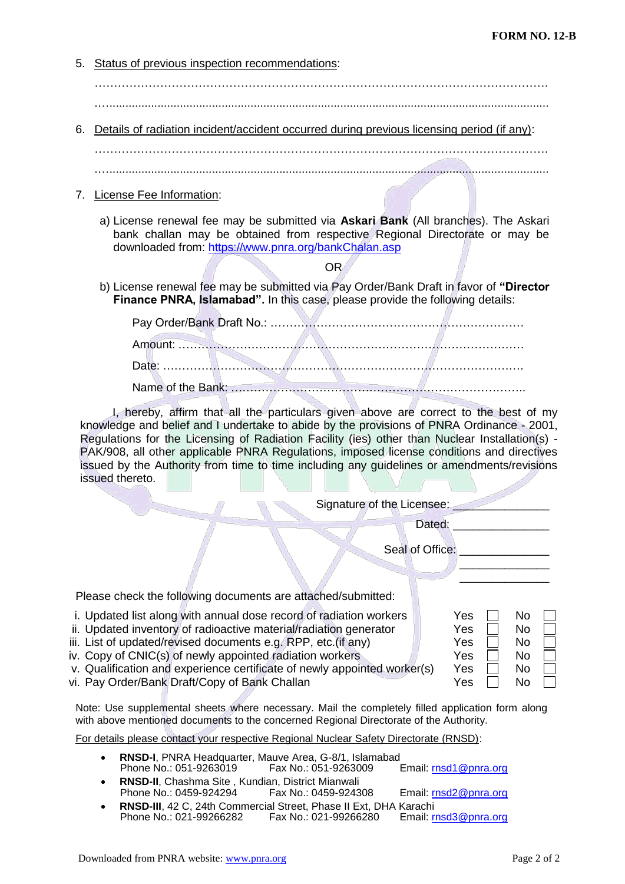FORM NO. 12-B

5. Status of previous inspection recommendations:

…………………………………………………………………………………………………

…………………………………………………………………………………………………

6. Details of radiation incident/accident occurred during previous licensing period (if any):

…………………………………………………………………………………………………

…………………………………………………………………………………………………

7. License Fee Information:

   a) License renewal fee may be submitted via **Askari Bank** (All branches). The Askari bank challan may be obtained from respective Regional Directorate or may be downloaded from: https://www.pnra.org/bankChalan.asp

   OR

   b) License renewal fee may be submitted via Pay Order/Bank Draft in favor of **"Director Finance PNRA, Islamabad".** In this case, please provide the following details:

   Pay Order/Bank Draft No.: …………………………………………………………

   Amount: ………………………………………………………………………………

   Date: …………………………………………………………………………………

   Name of the Bank: ……………………………………………………………………

I, hereby, affirm that all the particulars given above are correct to the best of my knowledge and belief and I undertake to abide by the provisions of PNRA Ordinance - 2001, Regulations for the Licensing of Radiation Facility (ies) other than Nuclear Installation(s) - PAK/908, all other applicable PNRA Regulations, imposed license conditions and directives issued by the Authority from time to time including any guidelines or amendments/revisions issued thereto.

Signature of the Licensee: _______________

Dated: _______________

Seal of Office: _______________

_______________

_______________

Please check the following documents are attached/submitted:

| | | |
|---|---|---|
| i. Updated list along with annual dose record of radiation workers | Yes ☐ | No ☐ |
| ii. Updated inventory of radioactive material/radiation generator | Yes ☐ | No ☐ |
| iii. List of updated/revised documents e.g. RPP, etc.(if any) | Yes ☐ | No ☐ |
| iv. Copy of CNIC(s) of newly appointed radiation workers | Yes ☐ | No ☐ |
| v. Qualification and experience certificate of newly appointed worker(s) | Yes ☐ | No ☐ |
| vi. Pay Order/Bank Draft/Copy of Bank Challan | Yes ☐ | No ☐ |

Note: Use supplemental sheets where necessary. Mail the completely filled application form along with above mentioned documents to the concerned Regional Directorate of the Authority.

For details please contact your respective Regional Nuclear Safety Directorate (RNSD):

- **RNSD-I**, PNRA Headquarter, Mauve Area, G-8/1, Islamabad
  Phone No.: 051-9263019 Fax No.: 051-9263009 Email: rnsd1@pnra.org
- **RNSD-II**, Chashma Site , Kundian, District Mianwali
  Phone No.: 0459-924294 Fax No.: 0459-924308 Email: rnsd2@pnra.org
- **RNSD-III**, 42 C, 24th Commercial Street, Phase II Ext, DHA Karachi
  Phone No.: 021-99266282 Fax No.: 021-99266280 Email: rnsd3@pnra.org

Downloaded from PNRA website: www.pnra.org